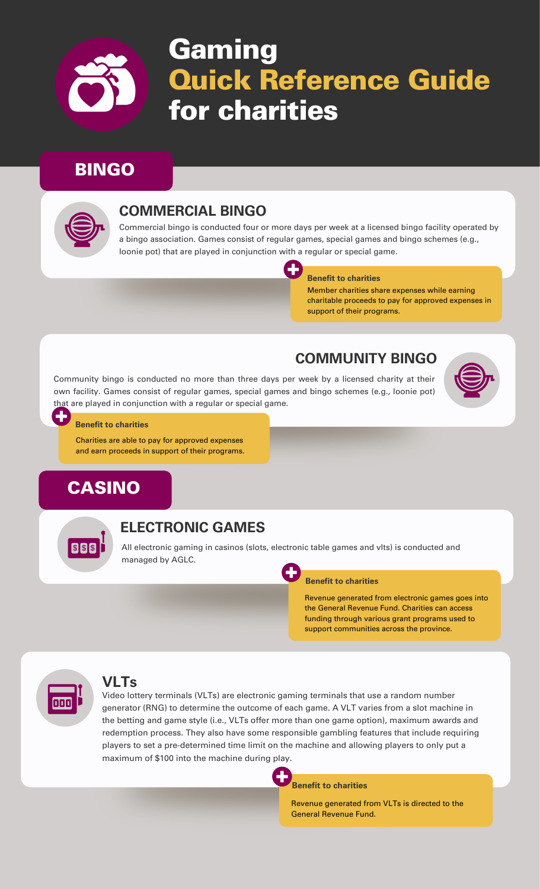# Gaming Quick Reference Guide for charities

## BINGO

### COMMERCIAL BINGO

Commercial bingo is conducted four or more days per week at a licensed bingo facility operated by a bingo association. Games consist of regular games, special games and bingo schemes (e.g., loonie pot) that are played in conjunction with a regular or special game.

**Benefit to charities**

Member charities share expenses while earning charitable proceeds to pay for approved expenses in support of their programs.

### COMMUNITY BINGO

Community bingo is conducted no more than three days per week by a licensed charity at their own facility. Games consist of regular games, special games and bingo schemes (e.g., loonie pot) that are played in conjunction with a regular or special game.

**Benefit to charities**

Charities are able to pay for approved expenses and earn proceeds in support of their programs.

## CASINO

### ELECTRONIC GAMES

All electronic gaming in casinos (slots, electronic table games and vlts) is conducted and managed by AGLC.

**Benefit to charities**

Revenue generated from electronic games goes into the General Revenue Fund. Charities can access funding through various grant programs used to support communities across the province.

### VLTs

Video lottery terminals (VLTs) are electronic gaming terminals that use a random number generator (RNG) to determine the outcome of each game. A VLT varies from a slot machine in the betting and game style (i.e., VLTs offer more than one game option), maximum awards and redemption process. They also have some responsible gambling features that include requiring players to set a pre-determined time limit on the machine and allowing players to only put a maximum of $100 into the machine during play.

**Benefit to charities**

Revenue generated from VLTs is directed to the General Revenue Fund.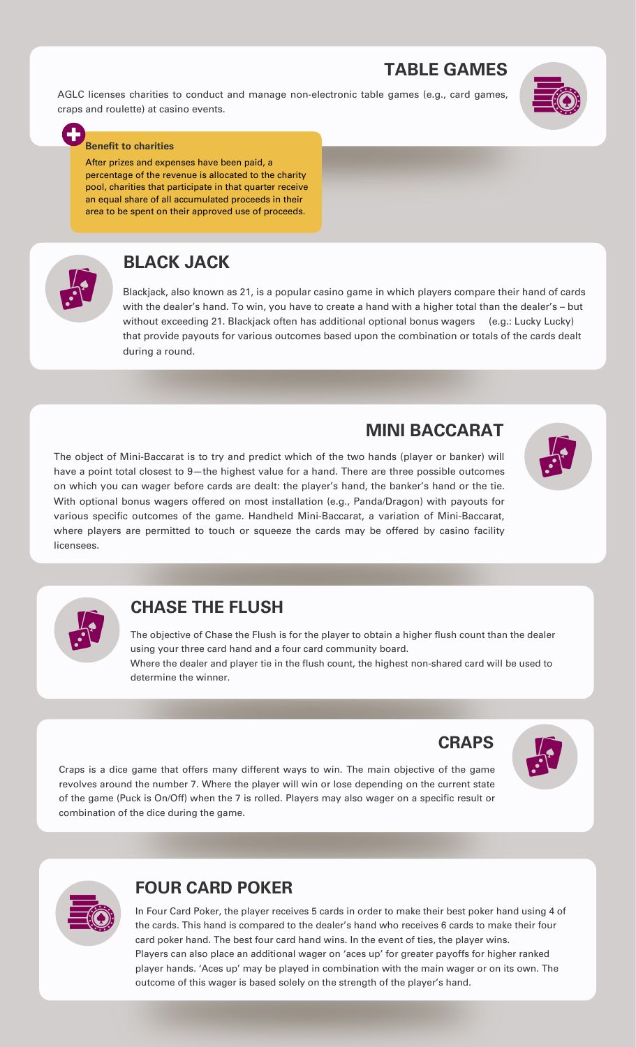## TABLE GAMES

AGLC licenses charities to conduct and manage non-electronic table games (e.g., card games, craps and roulette) at casino events.

**Benefit to charities**

After prizes and expenses have been paid, a percentage of the revenue is allocated to the charity pool, charities that participate in that quarter receive an equal share of all accumulated proceeds in their area to be spent on their approved use of proceeds.

## BLACK JACK

Blackjack, also known as 21, is a popular casino game in which players compare their hand of cards with the dealer's hand. To win, you have to create a hand with a higher total than the dealer's – but without exceeding 21. Blackjack often has additional optional bonus wagers (e.g.: Lucky Lucky) that provide payouts for various outcomes based upon the combination or totals of the cards dealt during a round.

## MINI BACCARAT

The object of Mini-Baccarat is to try and predict which of the two hands (player or banker) will have a point total closest to 9—the highest value for a hand. There are three possible outcomes on which you can wager before cards are dealt: the player's hand, the banker's hand or the tie. With optional bonus wagers offered on most installation (e.g., Panda/Dragon) with payouts for various specific outcomes of the game. Handheld Mini-Baccarat, a variation of Mini-Baccarat, where players are permitted to touch or squeeze the cards may be offered by casino facility licensees.

## CHASE THE FLUSH

The objective of Chase the Flush is for the player to obtain a higher flush count than the dealer using your three card hand and a four card community board.

Where the dealer and player tie in the flush count, the highest non-shared card will be used to determine the winner.

## CRAPS

Craps is a dice game that offers many different ways to win. The main objective of the game revolves around the number 7. Where the player will win or lose depending on the current state of the game (Puck is On/Off) when the 7 is rolled. Players may also wager on a specific result or combination of the dice during the game.

## FOUR CARD POKER

In Four Card Poker, the player receives 5 cards in order to make their best poker hand using 4 of the cards. This hand is compared to the dealer's hand who receives 6 cards to make their four card poker hand. The best four card hand wins. In the event of ties, the player wins.

Players can also place an additional wager on 'aces up' for greater payoffs for higher ranked player hands. 'Aces up' may be played in combination with the main wager or on its own. The outcome of this wager is based solely on the strength of the player's hand.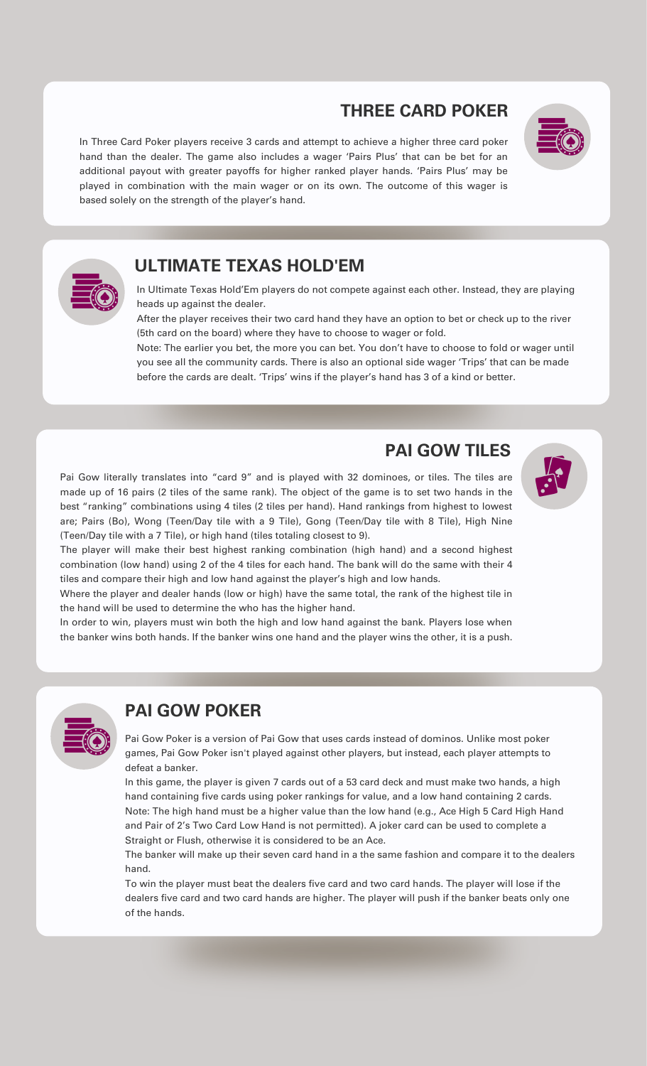## THREE CARD POKER

In Three Card Poker players receive 3 cards and attempt to achieve a higher three card poker hand than the dealer. The game also includes a wager 'Pairs Plus' that can be bet for an additional payout with greater payoffs for higher ranked player hands. 'Pairs Plus' may be played in combination with the main wager or on its own. The outcome of this wager is based solely on the strength of the player's hand.

## ULTIMATE TEXAS HOLD'EM

In Ultimate Texas Hold'Em players do not compete against each other. Instead, they are playing heads up against the dealer.

After the player receives their two card hand they have an option to bet or check up to the river (5th card on the board) where they have to choose to wager or fold.

Note: The earlier you bet, the more you can bet. You don't have to choose to fold or wager until you see all the community cards. There is also an optional side wager 'Trips' that can be made before the cards are dealt. 'Trips' wins if the player's hand has 3 of a kind or better.

## PAI GOW TILES

Pai Gow literally translates into "card 9" and is played with 32 dominoes, or tiles. The tiles are made up of 16 pairs (2 tiles of the same rank). The object of the game is to set two hands in the best "ranking" combinations using 4 tiles (2 tiles per hand). Hand rankings from highest to lowest are; Pairs (Bo), Wong (Teen/Day tile with a 9 Tile), Gong (Teen/Day tile with 8 Tile), High Nine (Teen/Day tile with a 7 Tile), or high hand (tiles totaling closest to 9).

The player will make their best highest ranking combination (high hand) and a second highest combination (low hand) using 2 of the 4 tiles for each hand. The bank will do the same with their 4 tiles and compare their high and low hand against the player's high and low hands.

Where the player and dealer hands (low or high) have the same total, the rank of the highest tile in the hand will be used to determine the who has the higher hand.

In order to win, players must win both the high and low hand against the bank. Players lose when the banker wins both hands. If the banker wins one hand and the player wins the other, it is a push.

## PAI GOW POKER

Pai Gow Poker is a version of Pai Gow that uses cards instead of dominos. Unlike most poker games, Pai Gow Poker isn't played against other players, but instead, each player attempts to defeat a banker.

In this game, the player is given 7 cards out of a 53 card deck and must make two hands, a high hand containing five cards using poker rankings for value, and a low hand containing 2 cards.

Note: The high hand must be a higher value than the low hand (e.g., Ace High 5 Card High Hand and Pair of 2's Two Card Low Hand is not permitted). A joker card can be used to complete a Straight or Flush, otherwise it is considered to be an Ace.

The banker will make up their seven card hand in a the same fashion and compare it to the dealers hand.

To win the player must beat the dealers five card and two card hands. The player will lose if the dealers five card and two card hands are higher. The player will push if the banker beats only one of the hands.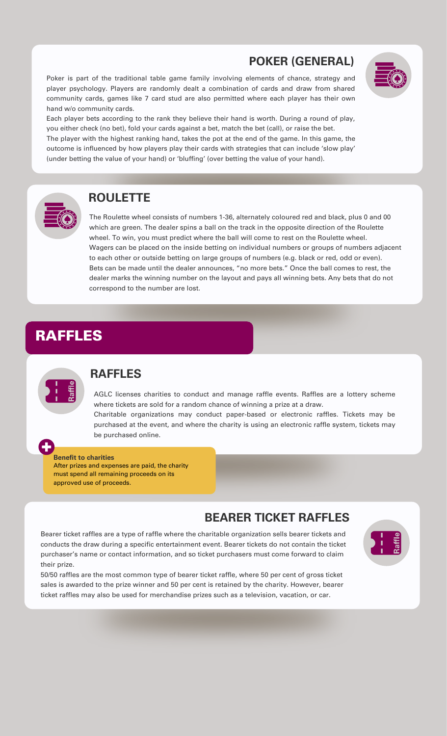### POKER (GENERAL)

Poker is part of the traditional table game family involving elements of chance, strategy and player psychology. Players are randomly dealt a combination of cards and draw from shared community cards, games like 7 card stud are also permitted where each player has their own hand w/o community cards.

Each player bets according to the rank they believe their hand is worth. During a round of play, you either check (no bet), fold your cards against a bet, match the bet (call), or raise the bet.

The player with the highest ranking hand, takes the pot at the end of the game. In this game, the outcome is influenced by how players play their cards with strategies that can include 'slow play' (under betting the value of your hand) or 'bluffing' (over betting the value of your hand).

### ROULETTE

The Roulette wheel consists of numbers 1-36, alternately coloured red and black, plus 0 and 00 which are green. The dealer spins a ball on the track in the opposite direction of the Roulette wheel. To win, you must predict where the ball will come to rest on the Roulette wheel.

Wagers can be placed on the inside betting on individual numbers or groups of numbers adjacent to each other or outside betting on large groups of numbers (e.g. black or red, odd or even).

Bets can be made until the dealer announces, "no more bets." Once the ball comes to rest, the dealer marks the winning number on the layout and pays all winning bets. Any bets that do not correspond to the number are lost.

## RAFFLES

### RAFFLES

AGLC licenses charities to conduct and manage raffle events. Raffles are a lottery scheme where tickets are sold for a random chance of winning a prize at a draw.

Charitable organizations may conduct paper-based or electronic raffles. Tickets may be purchased at the event, and where the charity is using an electronic raffle system, tickets may be purchased online.

**Benefit to charities**
After prizes and expenses are paid, the charity must spend all remaining proceeds on its approved use of proceeds.

### BEARER TICKET RAFFLES

Bearer ticket raffles are a type of raffle where the charitable organization sells bearer tickets and conducts the draw during a specific entertainment event. Bearer tickets do not contain the ticket purchaser's name or contact information, and so ticket purchasers must come forward to claim their prize.

50/50 raffles are the most common type of bearer ticket raffle, where 50 per cent of gross ticket sales is awarded to the prize winner and 50 per cent is retained by the charity. However, bearer ticket raffles may also be used for merchandise prizes such as a television, vacation, or car.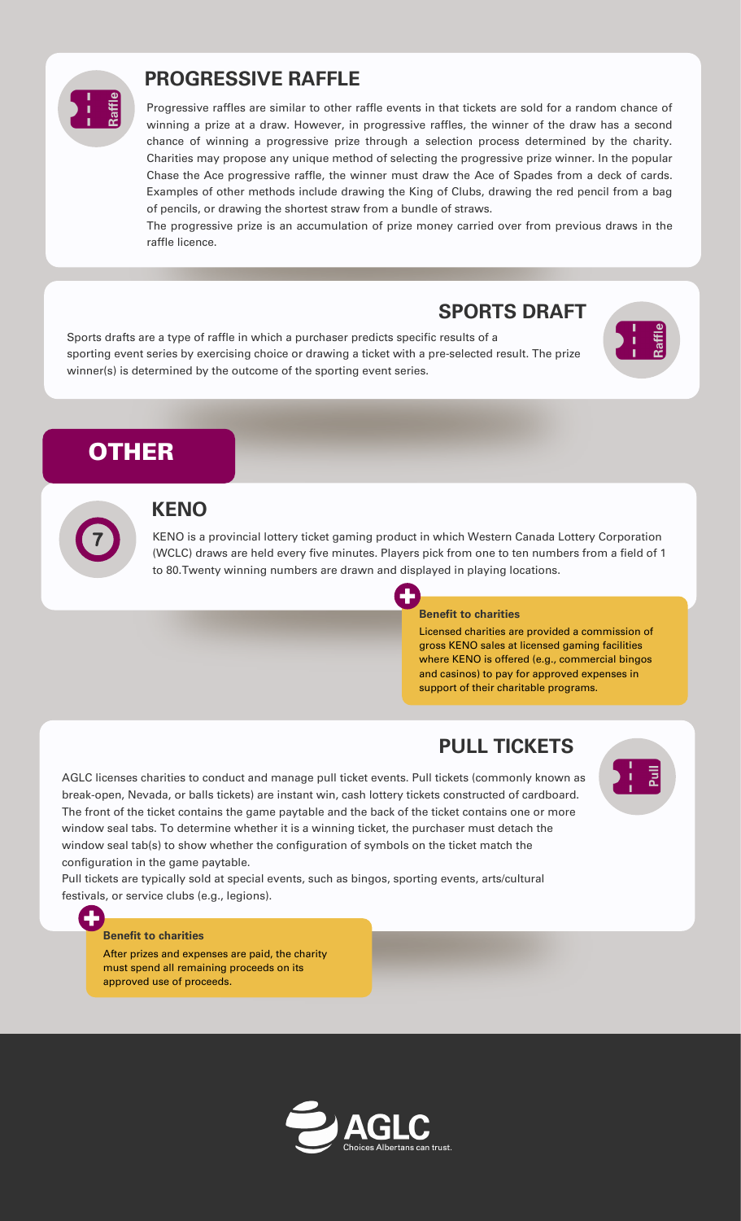## PROGRESSIVE RAFFLE

Progressive raffles are similar to other raffle events in that tickets are sold for a random chance of winning a prize at a draw. However, in progressive raffles, the winner of the draw has a second chance of winning a progressive prize through a selection process determined by the charity. Charities may propose any unique method of selecting the progressive prize winner. In the popular Chase the Ace progressive raffle, the winner must draw the Ace of Spades from a deck of cards. Examples of other methods include drawing the King of Clubs, drawing the red pencil from a bag of pencils, or drawing the shortest straw from a bundle of straws.

The progressive prize is an accumulation of prize money carried over from previous draws in the raffle licence.

## SPORTS DRAFT

Sports drafts are a type of raffle in which a purchaser predicts specific results of a sporting event series by exercising choice or drawing a ticket with a pre-selected result. The prize winner(s) is determined by the outcome of the sporting event series.

# OTHER

## KENO

KENO is a provincial lottery ticket gaming product in which Western Canada Lottery Corporation (WCLC) draws are held every five minutes. Players pick from one to ten numbers from a field of 1 to 80.Twenty winning numbers are drawn and displayed in playing locations.

**Benefit to charities**

Licensed charities are provided a commission of gross KENO sales at licensed gaming facilities where KENO is offered (e.g., commercial bingos and casinos) to pay for approved expenses in support of their charitable programs.

## PULL TICKETS

AGLC licenses charities to conduct and manage pull ticket events. Pull tickets (commonly known as break-open, Nevada, or balls tickets) are instant win, cash lottery tickets constructed of cardboard. The front of the ticket contains the game paytable and the back of the ticket contains one or more window seal tabs. To determine whether it is a winning ticket, the purchaser must detach the window seal tab(s) to show whether the configuration of symbols on the ticket match the configuration in the game paytable.

Pull tickets are typically sold at special events, such as bingos, sporting events, arts/cultural festivals, or service clubs (e.g., legions).

**Benefit to charities**

After prizes and expenses are paid, the charity must spend all remaining proceeds on its approved use of proceeds.

AGLC
Choices Albertans can trust.